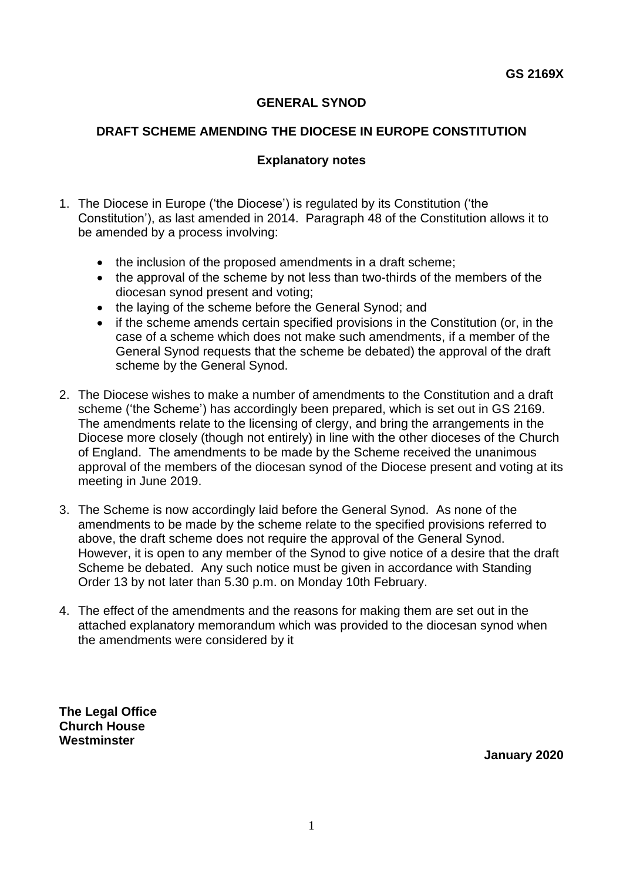**GS 2169X**

**GENERAL SYNOD**

**DRAFT SCHEME AMENDING THE DIOCESE IN EUROPE CONSTITUTION**

**Explanatory notes**

1. The Diocese in Europe ('the Diocese') is regulated by its Constitution ('the Constitution'), as last amended in 2014. Paragraph 48 of the Constitution allows it to be amended by a process involving:

    - the inclusion of the proposed amendments in a draft scheme;
    - the approval of the scheme by not less than two-thirds of the members of the diocesan synod present and voting;
    - the laying of the scheme before the General Synod; and
    - if the scheme amends certain specified provisions in the Constitution (or, in the case of a scheme which does not make such amendments, if a member of the General Synod requests that the scheme be debated) the approval of the draft scheme by the General Synod.

2. The Diocese wishes to make a number of amendments to the Constitution and a draft scheme ('the Scheme') has accordingly been prepared, which is set out in GS 2169. The amendments relate to the licensing of clergy, and bring the arrangements in the Diocese more closely (though not entirely) in line with the other dioceses of the Church of England. The amendments to be made by the Scheme received the unanimous approval of the members of the diocesan synod of the Diocese present and voting at its meeting in June 2019.

3. The Scheme is now accordingly laid before the General Synod. As none of the amendments to be made by the scheme relate to the specified provisions referred to above, the draft scheme does not require the approval of the General Synod. However, it is open to any member of the Synod to give notice of a desire that the draft Scheme be debated. Any such notice must be given in accordance with Standing Order 13 by not later than 5.30 p.m. on Monday 10th February.

4. The effect of the amendments and the reasons for making them are set out in the attached explanatory memorandum which was provided to the diocesan synod when the amendments were considered by it

**The Legal Office**
**Church House**
**Westminster**

**January 2020**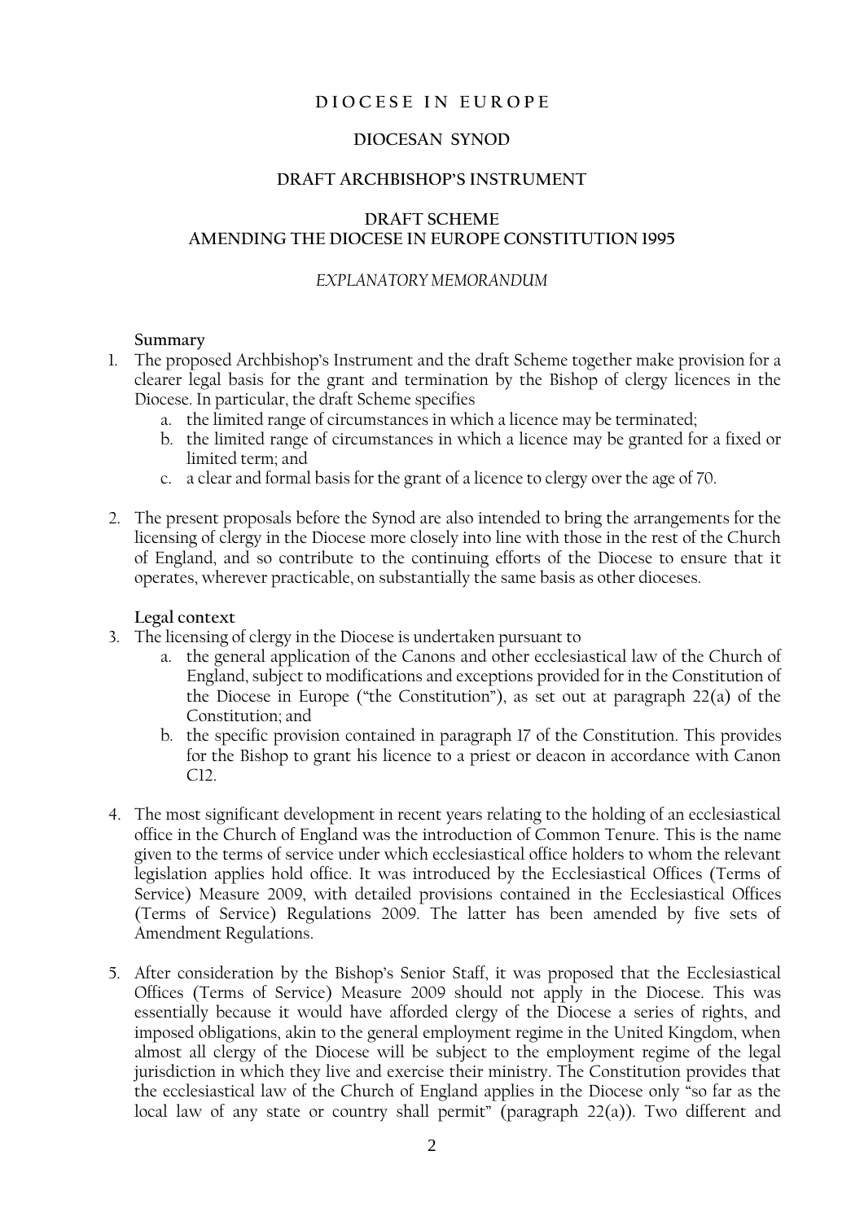**D I O C E S E I N E U R O P E**

**DIOCESAN SYNOD**

**DRAFT ARCHBISHOP'S INSTRUMENT**

**DRAFT SCHEME**
**AMENDING THE DIOCESE IN EUROPE CONSTITUTION 1995**

*EXPLANATORY MEMORANDUM*

**Summary**

1. The proposed Archbishop's Instrument and the draft Scheme together make provision for a clearer legal basis for the grant and termination by the Bishop of clergy licences in the Diocese. In particular, the draft Scheme specifies
   a. the limited range of circumstances in which a licence may be terminated;
   b. the limited range of circumstances in which a licence may be granted for a fixed or limited term; and
   c. a clear and formal basis for the grant of a licence to clergy over the age of 70.

2. The present proposals before the Synod are also intended to bring the arrangements for the licensing of clergy in the Diocese more closely into line with those in the rest of the Church of England, and so contribute to the continuing efforts of the Diocese to ensure that it operates, wherever practicable, on substantially the same basis as other dioceses.

**Legal context**

3. The licensing of clergy in the Diocese is undertaken pursuant to
   a. the general application of the Canons and other ecclesiastical law of the Church of England, subject to modifications and exceptions provided for in the Constitution of the Diocese in Europe ("the Constitution"), as set out at paragraph 22(a) of the Constitution; and
   b. the specific provision contained in paragraph 17 of the Constitution. This provides for the Bishop to grant his licence to a priest or deacon in accordance with Canon C12.

4. The most significant development in recent years relating to the holding of an ecclesiastical office in the Church of England was the introduction of Common Tenure. This is the name given to the terms of service under which ecclesiastical office holders to whom the relevant legislation applies hold office. It was introduced by the Ecclesiastical Offices (Terms of Service) Measure 2009, with detailed provisions contained in the Ecclesiastical Offices (Terms of Service) Regulations 2009. The latter has been amended by five sets of Amendment Regulations.

5. After consideration by the Bishop's Senior Staff, it was proposed that the Ecclesiastical Offices (Terms of Service) Measure 2009 should not apply in the Diocese. This was essentially because it would have afforded clergy of the Diocese a series of rights, and imposed obligations, akin to the general employment regime in the United Kingdom, when almost all clergy of the Diocese will be subject to the employment regime of the legal jurisdiction in which they live and exercise their ministry. The Constitution provides that the ecclesiastical law of the Church of England applies in the Diocese only "so far as the local law of any state or country shall permit" (paragraph 22(a)). Two different and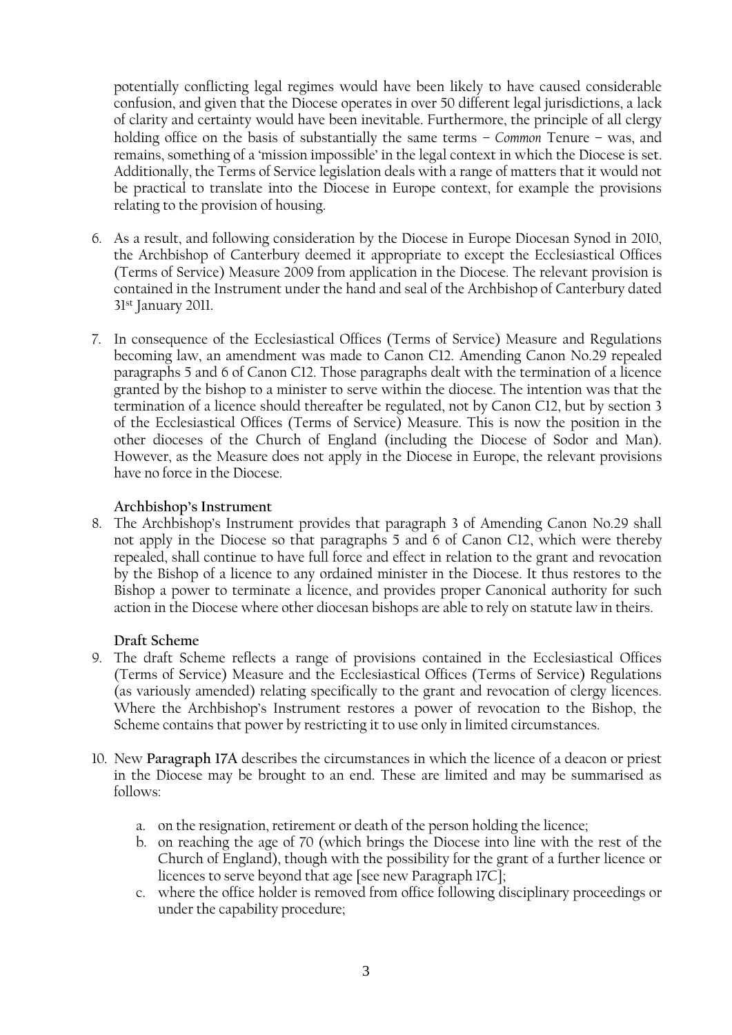potentially conflicting legal regimes would have been likely to have caused considerable confusion, and given that the Diocese operates in over 50 different legal jurisdictions, a lack of clarity and certainty would have been inevitable. Furthermore, the principle of all clergy holding office on the basis of substantially the same terms – *Common* Tenure – was, and remains, something of a 'mission impossible' in the legal context in which the Diocese is set. Additionally, the Terms of Service legislation deals with a range of matters that it would not be practical to translate into the Diocese in Europe context, for example the provisions relating to the provision of housing.

6. As a result, and following consideration by the Diocese in Europe Diocesan Synod in 2010, the Archbishop of Canterbury deemed it appropriate to except the Ecclesiastical Offices (Terms of Service) Measure 2009 from application in the Diocese. The relevant provision is contained in the Instrument under the hand and seal of the Archbishop of Canterbury dated 31st January 2011.

7. In consequence of the Ecclesiastical Offices (Terms of Service) Measure and Regulations becoming law, an amendment was made to Canon C12. Amending Canon No.29 repealed paragraphs 5 and 6 of Canon C12. Those paragraphs dealt with the termination of a licence granted by the bishop to a minister to serve within the diocese. The intention was that the termination of a licence should thereafter be regulated, not by Canon C12, but by section 3 of the Ecclesiastical Offices (Terms of Service) Measure. This is now the position in the other dioceses of the Church of England (including the Diocese of Sodor and Man). However, as the Measure does not apply in the Diocese in Europe, the relevant provisions have no force in the Diocese.

**Archbishop's Instrument**

8. The Archbishop's Instrument provides that paragraph 3 of Amending Canon No.29 shall not apply in the Diocese so that paragraphs 5 and 6 of Canon C12, which were thereby repealed, shall continue to have full force and effect in relation to the grant and revocation by the Bishop of a licence to any ordained minister in the Diocese. It thus restores to the Bishop a power to terminate a licence, and provides proper Canonical authority for such action in the Diocese where other diocesan bishops are able to rely on statute law in theirs.

**Draft Scheme**

9. The draft Scheme reflects a range of provisions contained in the Ecclesiastical Offices (Terms of Service) Measure and the Ecclesiastical Offices (Terms of Service) Regulations (as variously amended) relating specifically to the grant and revocation of clergy licences. Where the Archbishop's Instrument restores a power of revocation to the Bishop, the Scheme contains that power by restricting it to use only in limited circumstances.

10. New **Paragraph 17A** describes the circumstances in which the licence of a deacon or priest in the Diocese may be brought to an end. These are limited and may be summarised as follows:

    a. on the resignation, retirement or death of the person holding the licence;
    b. on reaching the age of 70 (which brings the Diocese into line with the rest of the Church of England), though with the possibility for the grant of a further licence or licences to serve beyond that age [see new Paragraph 17C];
    c. where the office holder is removed from office following disciplinary proceedings or under the capability procedure;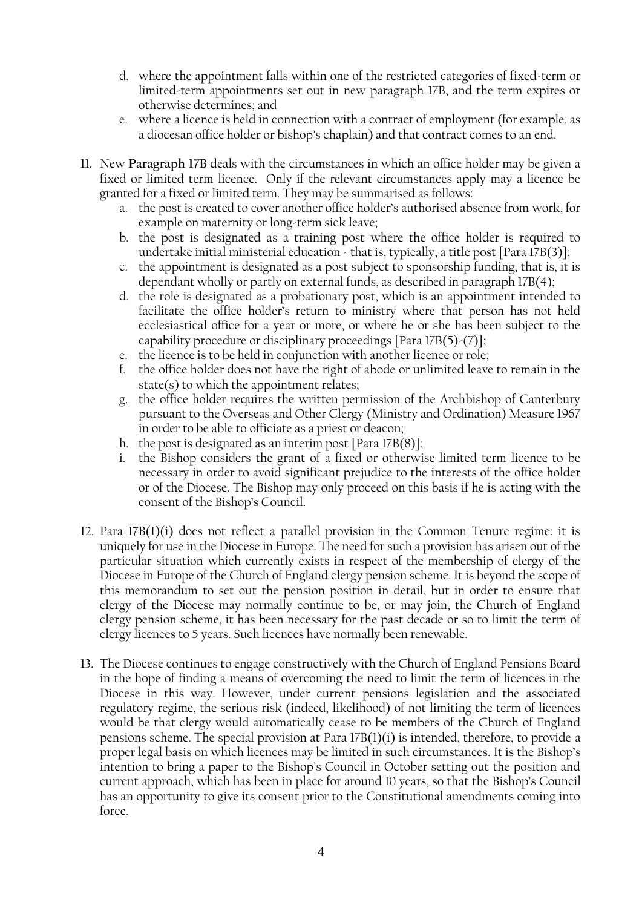d. where the appointment falls within one of the restricted categories of fixed-term or limited-term appointments set out in new paragraph 17B, and the term expires or otherwise determines; and
e. where a licence is held in connection with a contract of employment (for example, as a diocesan office holder or bishop's chaplain) and that contract comes to an end.

11. New **Paragraph 17B** deals with the circumstances in which an office holder may be given a fixed or limited term licence. Only if the relevant circumstances apply may a licence be granted for a fixed or limited term. They may be summarised as follows:
    a. the post is created to cover another office holder's authorised absence from work, for example on maternity or long-term sick leave;
    b. the post is designated as a training post where the office holder is required to undertake initial ministerial education - that is, typically, a title post [Para 17B(3)];
    c. the appointment is designated as a post subject to sponsorship funding, that is, it is dependant wholly or partly on external funds, as described in paragraph 17B(4);
    d. the role is designated as a probationary post, which is an appointment intended to facilitate the office holder's return to ministry where that person has not held ecclesiastical office for a year or more, or where he or she has been subject to the capability procedure or disciplinary proceedings [Para 17B(5)-(7)];
    e. the licence is to be held in conjunction with another licence or role;
    f. the office holder does not have the right of abode or unlimited leave to remain in the state(s) to which the appointment relates;
    g. the office holder requires the written permission of the Archbishop of Canterbury pursuant to the Overseas and Other Clergy (Ministry and Ordination) Measure 1967 in order to be able to officiate as a priest or deacon;
    h. the post is designated as an interim post [Para 17B(8)];
    i. the Bishop considers the grant of a fixed or otherwise limited term licence to be necessary in order to avoid significant prejudice to the interests of the office holder or of the Diocese. The Bishop may only proceed on this basis if he is acting with the consent of the Bishop's Council.

12. Para 17B(1)(i) does not reflect a parallel provision in the Common Tenure regime: it is uniquely for use in the Diocese in Europe. The need for such a provision has arisen out of the particular situation which currently exists in respect of the membership of clergy of the Diocese in Europe of the Church of England clergy pension scheme. It is beyond the scope of this memorandum to set out the pension position in detail, but in order to ensure that clergy of the Diocese may normally continue to be, or may join, the Church of England clergy pension scheme, it has been necessary for the past decade or so to limit the term of clergy licences to 5 years. Such licences have normally been renewable.

13. The Diocese continues to engage constructively with the Church of England Pensions Board in the hope of finding a means of overcoming the need to limit the term of licences in the Diocese in this way. However, under current pensions legislation and the associated regulatory regime, the serious risk (indeed, likelihood) of not limiting the term of licences would be that clergy would automatically cease to be members of the Church of England pensions scheme. The special provision at Para 17B(1)(i) is intended, therefore, to provide a proper legal basis on which licences may be limited in such circumstances. It is the Bishop's intention to bring a paper to the Bishop's Council in October setting out the position and current approach, which has been in place for around 10 years, so that the Bishop's Council has an opportunity to give its consent prior to the Constitutional amendments coming into force.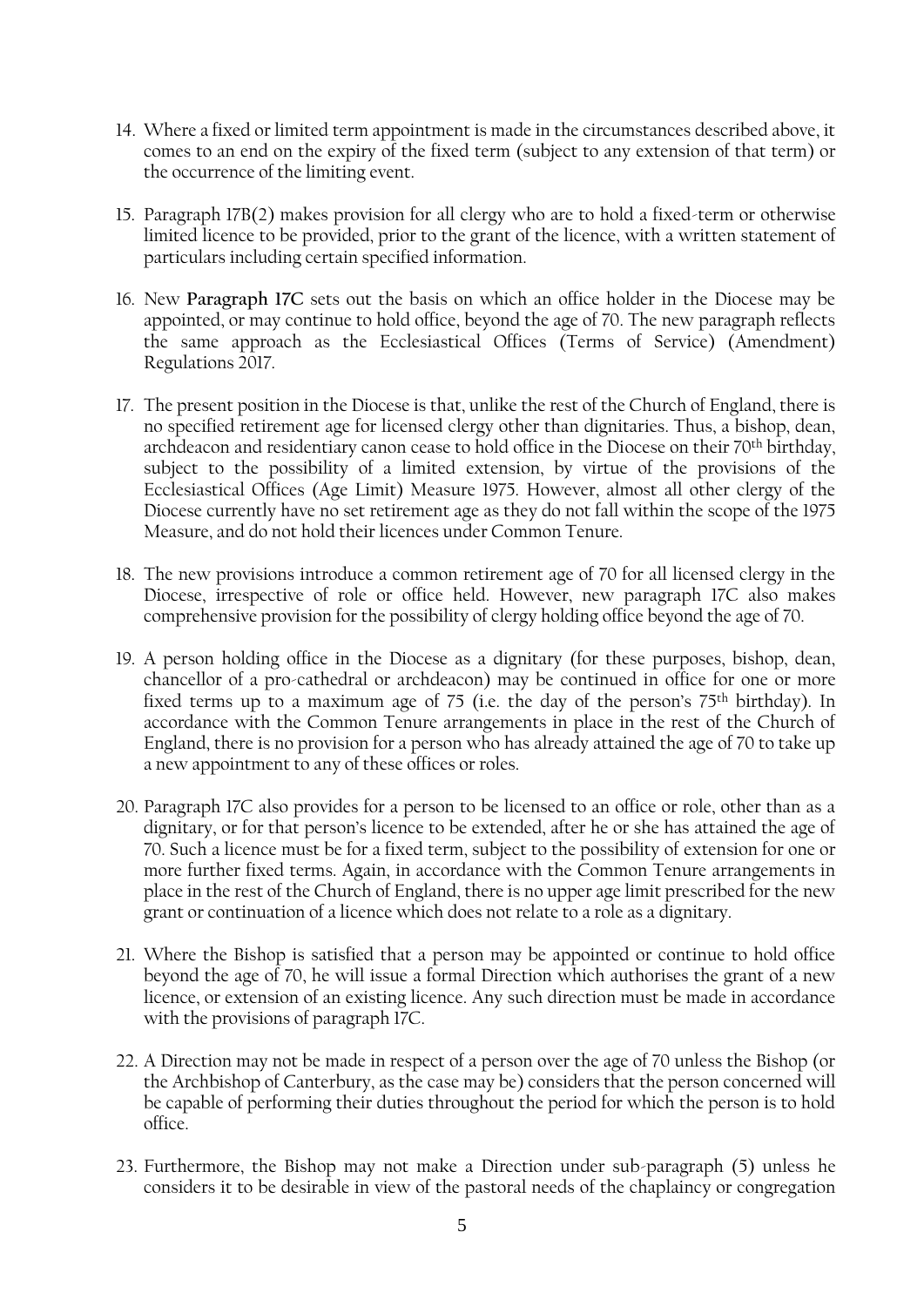14. Where a fixed or limited term appointment is made in the circumstances described above, it comes to an end on the expiry of the fixed term (subject to any extension of that term) or the occurrence of the limiting event.

15. Paragraph 17B(2) makes provision for all clergy who are to hold a fixed-term or otherwise limited licence to be provided, prior to the grant of the licence, with a written statement of particulars including certain specified information.

16. New **Paragraph 17C** sets out the basis on which an office holder in the Diocese may be appointed, or may continue to hold office, beyond the age of 70. The new paragraph reflects the same approach as the Ecclesiastical Offices (Terms of Service) (Amendment) Regulations 2017.

17. The present position in the Diocese is that, unlike the rest of the Church of England, there is no specified retirement age for licensed clergy other than dignitaries. Thus, a bishop, dean, archdeacon and residentiary canon cease to hold office in the Diocese on their 70th birthday, subject to the possibility of a limited extension, by virtue of the provisions of the Ecclesiastical Offices (Age Limit) Measure 1975. However, almost all other clergy of the Diocese currently have no set retirement age as they do not fall within the scope of the 1975 Measure, and do not hold their licences under Common Tenure.

18. The new provisions introduce a common retirement age of 70 for all licensed clergy in the Diocese, irrespective of role or office held. However, new paragraph 17C also makes comprehensive provision for the possibility of clergy holding office beyond the age of 70.

19. A person holding office in the Diocese as a dignitary (for these purposes, bishop, dean, chancellor of a pro-cathedral or archdeacon) may be continued in office for one or more fixed terms up to a maximum age of 75 (i.e. the day of the person's 75th birthday). In accordance with the Common Tenure arrangements in place in the rest of the Church of England, there is no provision for a person who has already attained the age of 70 to take up a new appointment to any of these offices or roles.

20. Paragraph 17C also provides for a person to be licensed to an office or role, other than as a dignitary, or for that person's licence to be extended, after he or she has attained the age of 70. Such a licence must be for a fixed term, subject to the possibility of extension for one or more further fixed terms. Again, in accordance with the Common Tenure arrangements in place in the rest of the Church of England, there is no upper age limit prescribed for the new grant or continuation of a licence which does not relate to a role as a dignitary.

21. Where the Bishop is satisfied that a person may be appointed or continue to hold office beyond the age of 70, he will issue a formal Direction which authorises the grant of a new licence, or extension of an existing licence. Any such direction must be made in accordance with the provisions of paragraph 17C.

22. A Direction may not be made in respect of a person over the age of 70 unless the Bishop (or the Archbishop of Canterbury, as the case may be) considers that the person concerned will be capable of performing their duties throughout the period for which the person is to hold office.

23. Furthermore, the Bishop may not make a Direction under sub-paragraph (5) unless he considers it to be desirable in view of the pastoral needs of the chaplaincy or congregation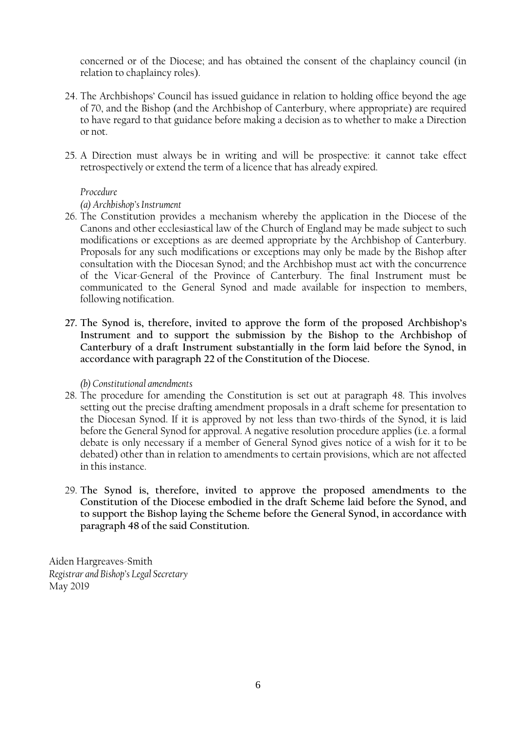concerned or of the Diocese; and has obtained the consent of the chaplaincy council (in relation to chaplaincy roles).

24. The Archbishops' Council has issued guidance in relation to holding office beyond the age of 70, and the Bishop (and the Archbishop of Canterbury, where appropriate) are required to have regard to that guidance before making a decision as to whether to make a Direction or not.

25. A Direction must always be in writing and will be prospective: it cannot take effect retrospectively or extend the term of a licence that has already expired.

*Procedure*

*(a) Archbishop's Instrument*

26. The Constitution provides a mechanism whereby the application in the Diocese of the Canons and other ecclesiastical law of the Church of England may be made subject to such modifications or exceptions as are deemed appropriate by the Archbishop of Canterbury. Proposals for any such modifications or exceptions may only be made by the Bishop after consultation with the Diocesan Synod; and the Archbishop must act with the concurrence of the Vicar-General of the Province of Canterbury. The final Instrument must be communicated to the General Synod and made available for inspection to members, following notification.

27. **The Synod is, therefore, invited to approve the form of the proposed Archbishop's Instrument and to support the submission by the Bishop to the Archbishop of Canterbury of a draft Instrument substantially in the form laid before the Synod, in accordance with paragraph 22 of the Constitution of the Diocese.**

*(b) Constitutional amendments*

28. The procedure for amending the Constitution is set out at paragraph 48. This involves setting out the precise drafting amendment proposals in a draft scheme for presentation to the Diocesan Synod. If it is approved by not less than two-thirds of the Synod, it is laid before the General Synod for approval. A negative resolution procedure applies (i.e. a formal debate is only necessary if a member of General Synod gives notice of a wish for it to be debated) other than in relation to amendments to certain provisions, which are not affected in this instance.

29. **The Synod is, therefore, invited to approve the proposed amendments to the Constitution of the Diocese embodied in the draft Scheme laid before the Synod, and to support the Bishop laying the Scheme before the General Synod, in accordance with paragraph 48 of the said Constitution.**

Aiden Hargreaves-Smith
*Registrar and Bishop's Legal Secretary*
May 2019